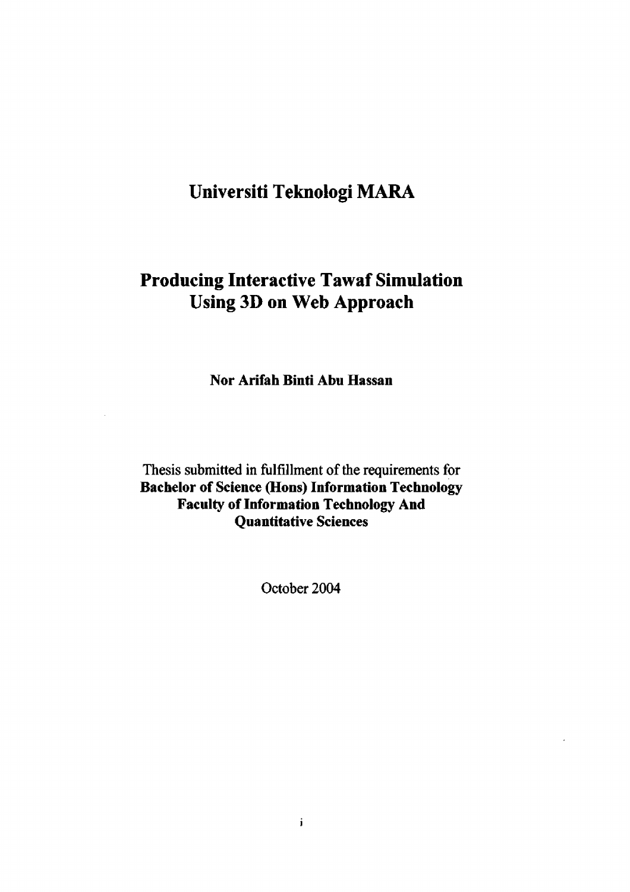# Universiti Teknologi MARA

## Producing Interactive Tawaf Simulation Using 3D on Web Approach

**Nor Arifah Binti Abu Hassan**

Thesis submitted in fulfillment of the requirements for
**Bachelor of Science (Hons) Information Technology**
**Faculty of Information Technology And Quantitative Sciences**

October 2004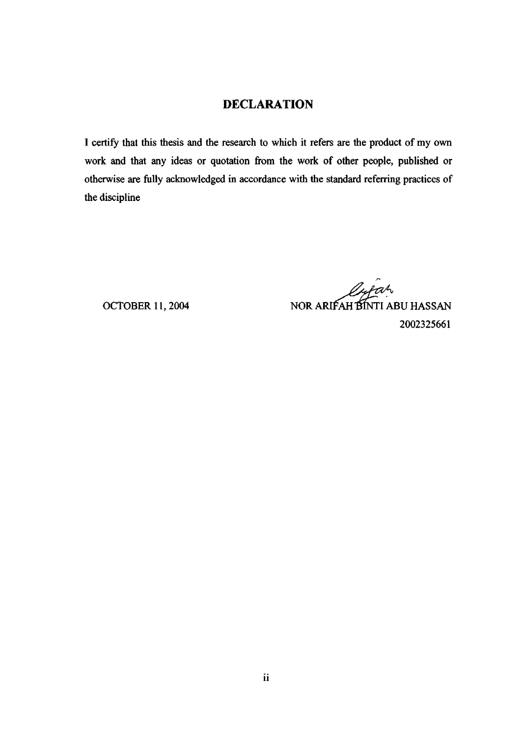# DECLARATION

I certify that this thesis and the research to which it refers are the product of my own work and that any ideas or quotation from the work of other people, published or otherwise are fully acknowledged in accordance with the standard referring practices of the discipline

OCTOBER 11, 2004

NOR ARIFAH BINTI ABU HASSAN
2002325661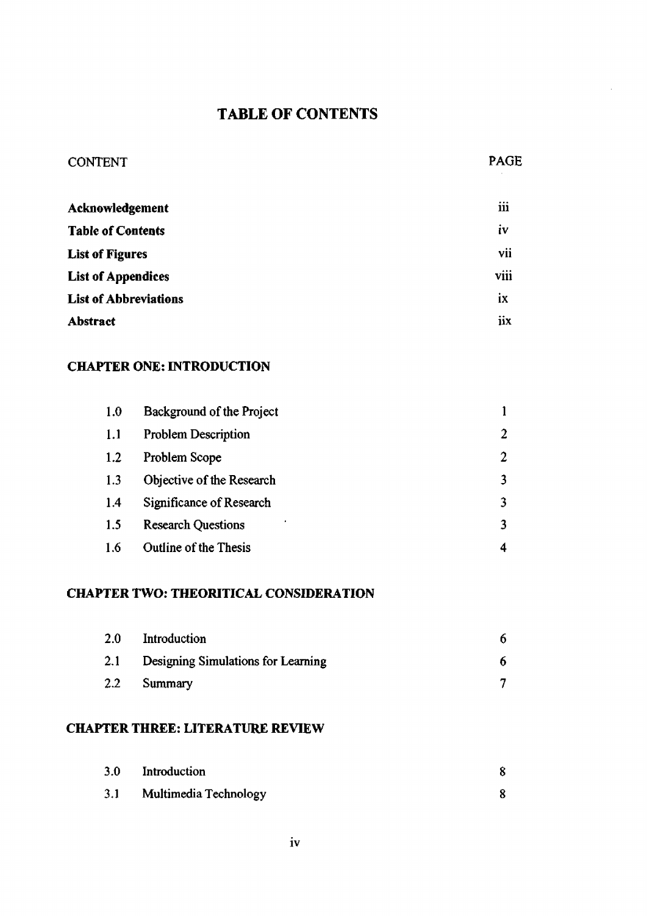# TABLE OF CONTENTS

| CONTENT | | PAGE |
|---|---|---|
| **Acknowledgement** | | iii |
| **Table of Contents** | | iv |
| **List of Figures** | | vii |
| **List of Appendices** | | viii |
| **List of Abbreviations** | | ix |
| **Abstract** | | iix |
| **CHAPTER ONE: INTRODUCTION** | | |
| 1.0 | Background of the Project | 1 |
| 1.1 | Problem Description | 2 |
| 1.2 | Problem Scope | 2 |
| 1.3 | Objective of the Research | 3 |
| 1.4 | Significance of Research | 3 |
| 1.5 | Research Questions | 3 |
| 1.6 | Outline of the Thesis | 4 |
| **CHAPTER TWO: THEORITICAL CONSIDERATION** | | |
| 2.0 | Introduction | 6 |
| 2.1 | Designing Simulations for Learning | 6 |
| 2.2 | Summary | 7 |
| **CHAPTER THREE: LITERATURE REVIEW** | | |
| 3.0 | Introduction | 8 |
| 3.1 | Multimedia Technology | 8 |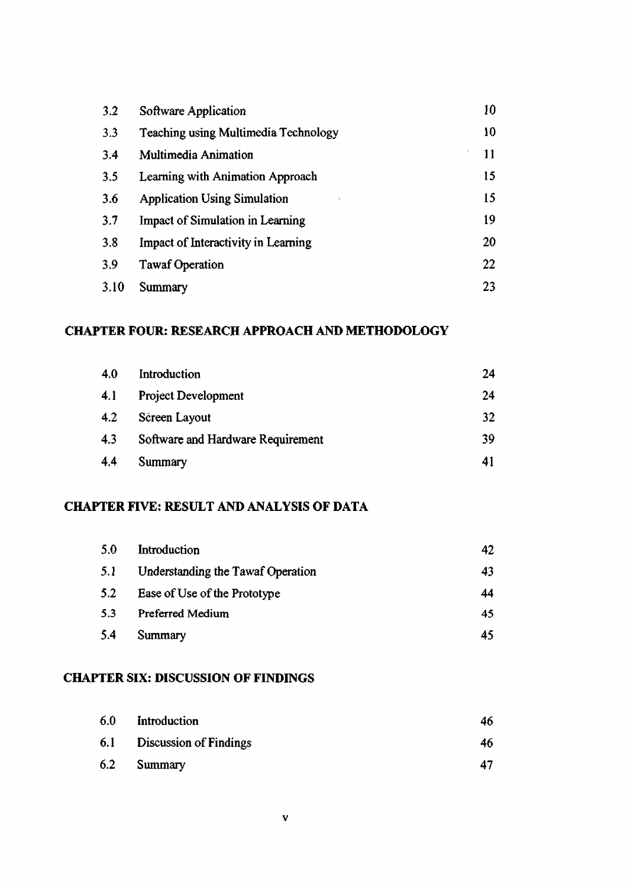| | | |
|---|---|---|
| 3.2 | Software Application | 10 |
| 3.3 | Teaching using Multimedia Technology | 10 |
| 3.4 | Multimedia Animation | 11 |
| 3.5 | Learning with Animation Approach | 15 |
| 3.6 | Application Using Simulation | 15 |
| 3.7 | Impact of Simulation in Learning | 19 |
| 3.8 | Impact of Interactivity in Learning | 20 |
| 3.9 | Tawaf Operation | 22 |
| 3.10 | Summary | 23 |

**CHAPTER FOUR: RESEARCH APPROACH AND METHODOLOGY**

| | | |
|---|---|---|
| 4.0 | Introduction | 24 |
| 4.1 | Project Development | 24 |
| 4.2 | Screen Layout | 32 |
| 4.3 | Software and Hardware Requirement | 39 |
| 4.4 | Summary | 41 |

**CHAPTER FIVE: RESULT AND ANALYSIS OF DATA**

| | | |
|---|---|---|
| 5.0 | Introduction | 42 |
| 5.1 | Understanding the Tawaf Operation | 43 |
| 5.2 | Ease of Use of the Prototype | 44 |
| 5.3 | Preferred Medium | 45 |
| 5.4 | Summary | 45 |

**CHAPTER SIX: DISCUSSION OF FINDINGS**

| | | |
|---|---|---|
| 6.0 | Introduction | 46 |
| 6.1 | Discussion of Findings | 46 |
| 6.2 | Summary | 47 |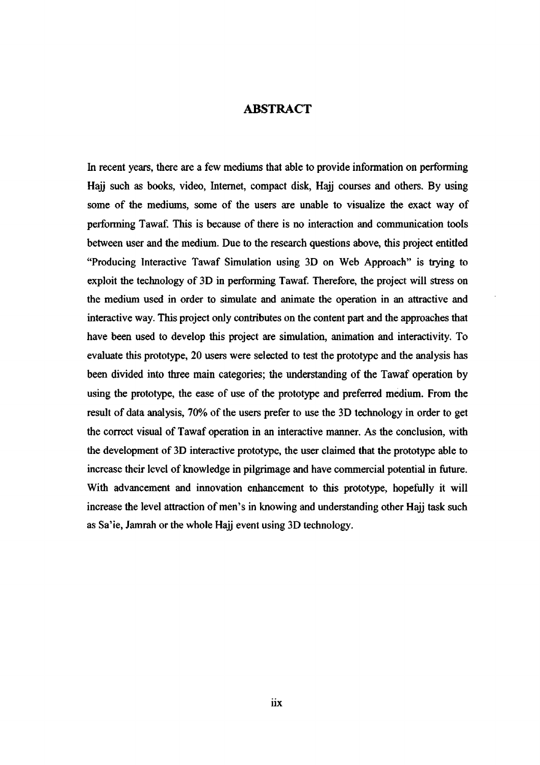# ABSTRACT

In recent years, there are a few mediums that able to provide information on performing Hajj such as books, video, Internet, compact disk, Hajj courses and others. By using some of the mediums, some of the users are unable to visualize the exact way of performing Tawaf. This is because of there is no interaction and communication tools between user and the medium. Due to the research questions above, this project entitled "Producing Interactive Tawaf Simulation using 3D on Web Approach" is trying to exploit the technology of 3D in performing Tawaf. Therefore, the project will stress on the medium used in order to simulate and animate the operation in an attractive and interactive way. This project only contributes on the content part and the approaches that have been used to develop this project are simulation, animation and interactivity. To evaluate this prototype, 20 users were selected to test the prototype and the analysis has been divided into three main categories; the understanding of the Tawaf operation by using the prototype, the ease of use of the prototype and preferred medium. From the result of data analysis, 70% of the users prefer to use the 3D technology in order to get the correct visual of Tawaf operation in an interactive manner. As the conclusion, with the development of 3D interactive prototype, the user claimed that the prototype able to increase their level of knowledge in pilgrimage and have commercial potential in future. With advancement and innovation enhancement to this prototype, hopefully it will increase the level attraction of men's in knowing and understanding other Hajj task such as Sa'ie, Jamrah or the whole Hajj event using 3D technology.